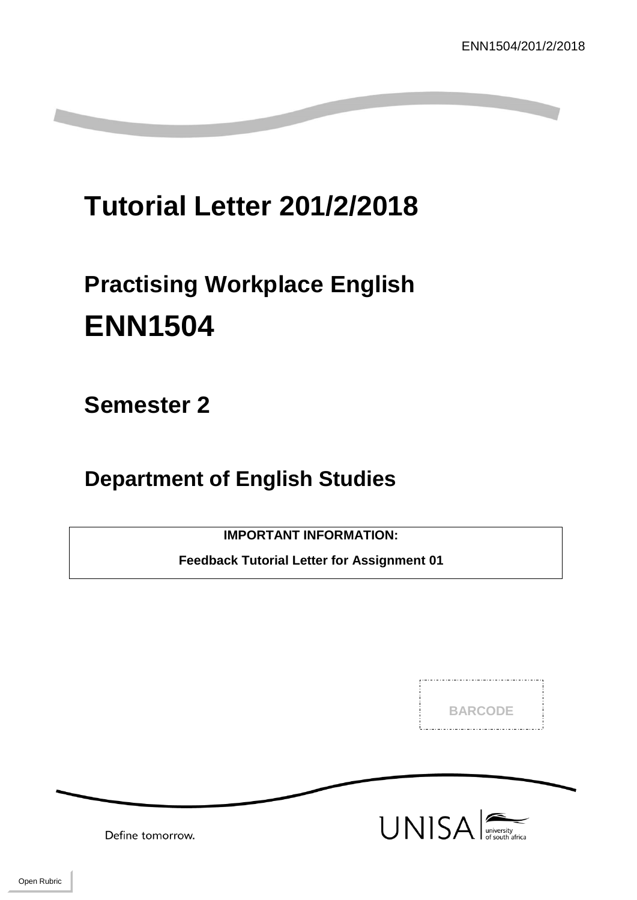# Tutorial Letter 201/2/2018

## Practising Workplace English

# ENN1504

## Semester 2

## Department of English Studies

**IMPORTANT INFORMATION:**

**Feedback Tutorial Letter for Assignment 01**

BARCODE

Define tomorrow.

UNISA university of south africa

Open Rubric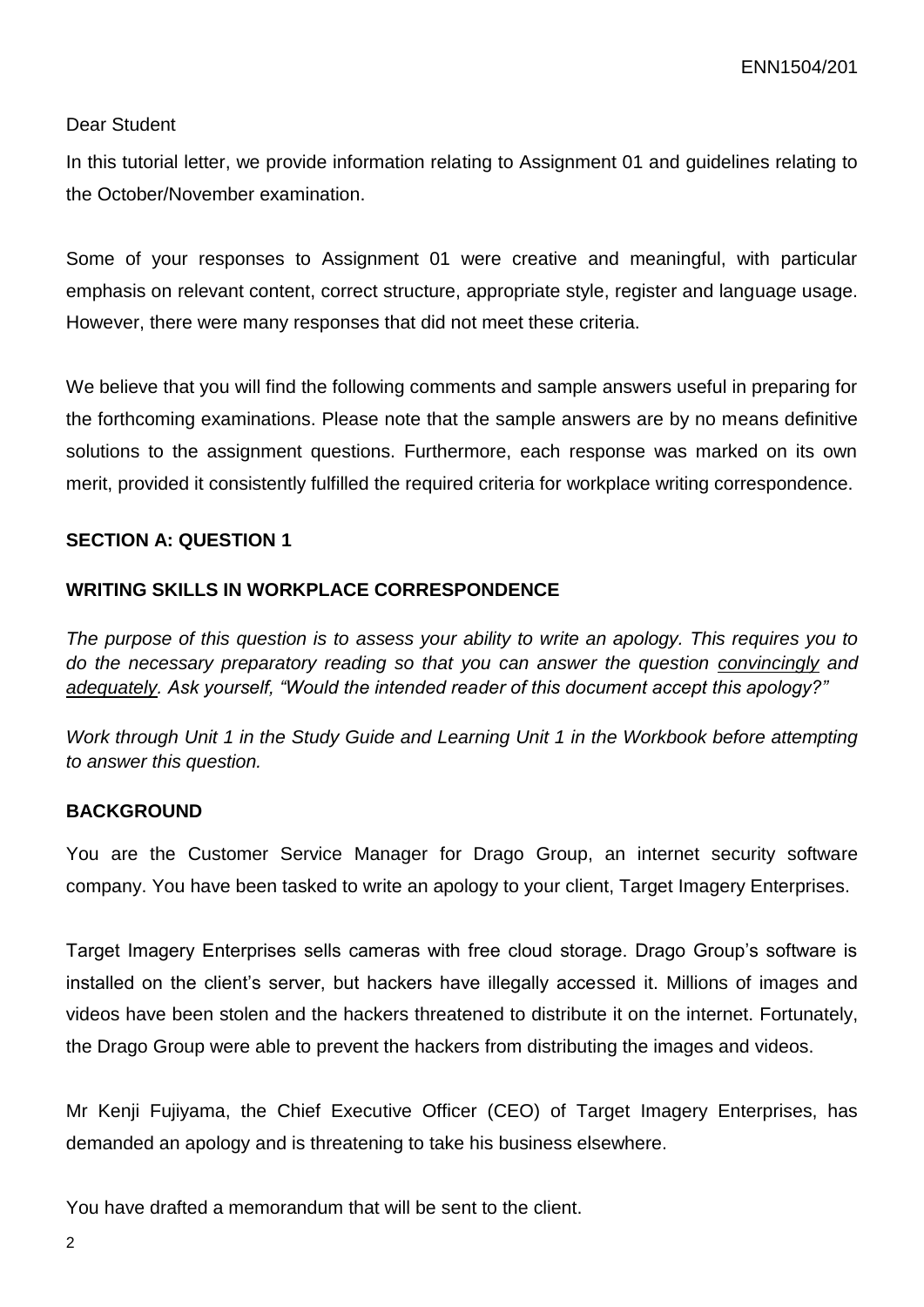Dear Student

In this tutorial letter, we provide information relating to Assignment 01 and guidelines relating to the October/November examination.

Some of your responses to Assignment 01 were creative and meaningful, with particular emphasis on relevant content, correct structure, appropriate style, register and language usage. However, there were many responses that did not meet these criteria.

We believe that you will find the following comments and sample answers useful in preparing for the forthcoming examinations. Please note that the sample answers are by no means definitive solutions to the assignment questions. Furthermore, each response was marked on its own merit, provided it consistently fulfilled the required criteria for workplace writing correspondence.

**SECTION A: QUESTION 1**

**WRITING SKILLS IN WORKPLACE CORRESPONDENCE**

*The purpose of this question is to assess your ability to write an apology. This requires you to do the necessary preparatory reading so that you can answer the question <u>convincingly</u> and <u>adequately</u>. Ask yourself, "Would the intended reader of this document accept this apology?"*

*Work through Unit 1 in the Study Guide and Learning Unit 1 in the Workbook before attempting to answer this question.*

**BACKGROUND**

You are the Customer Service Manager for Drago Group, an internet security software company. You have been tasked to write an apology to your client, Target Imagery Enterprises.

Target Imagery Enterprises sells cameras with free cloud storage. Drago Group's software is installed on the client's server, but hackers have illegally accessed it. Millions of images and videos have been stolen and the hackers threatened to distribute it on the internet. Fortunately, the Drago Group were able to prevent the hackers from distributing the images and videos.

Mr Kenji Fujiyama, the Chief Executive Officer (CEO) of Target Imagery Enterprises, has demanded an apology and is threatening to take his business elsewhere.

You have drafted a memorandum that will be sent to the client.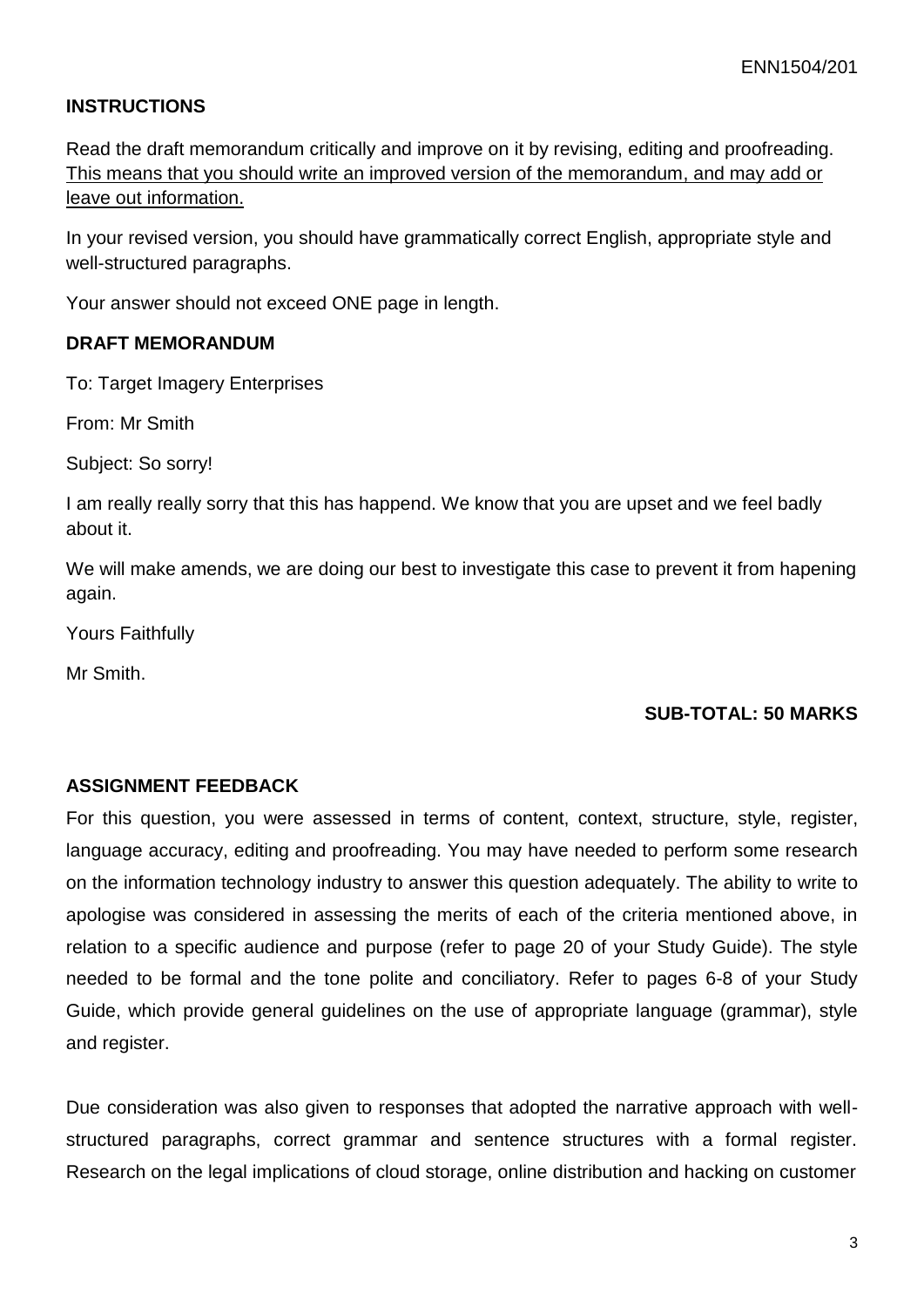## INSTRUCTIONS

Read the draft memorandum critically and improve on it by revising, editing and proofreading. <u>This means that you should write an improved version of the memorandum, and may add or leave out information.</u>

In your revised version, you should have grammatically correct English, appropriate style and well-structured paragraphs.

Your answer should not exceed ONE page in length.

## DRAFT MEMORANDUM

To: Target Imagery Enterprises

From: Mr Smith

Subject: So sorry!

I am really really sorry that this has happend. We know that you are upset and we feel badly about it.

We will make amends, we are doing our best to investigate this case to prevent it from hapening again.

Yours Faithfully

Mr Smith.

**SUB-TOTAL: 50 MARKS**

## ASSIGNMENT FEEDBACK

For this question, you were assessed in terms of content, context, structure, style, register, language accuracy, editing and proofreading. You may have needed to perform some research on the information technology industry to answer this question adequately. The ability to write to apologise was considered in assessing the merits of each of the criteria mentioned above, in relation to a specific audience and purpose (refer to page 20 of your Study Guide). The style needed to be formal and the tone polite and conciliatory. Refer to pages 6-8 of your Study Guide, which provide general guidelines on the use of appropriate language (grammar), style and register.

Due consideration was also given to responses that adopted the narrative approach with well-structured paragraphs, correct grammar and sentence structures with a formal register. Research on the legal implications of cloud storage, online distribution and hacking on customer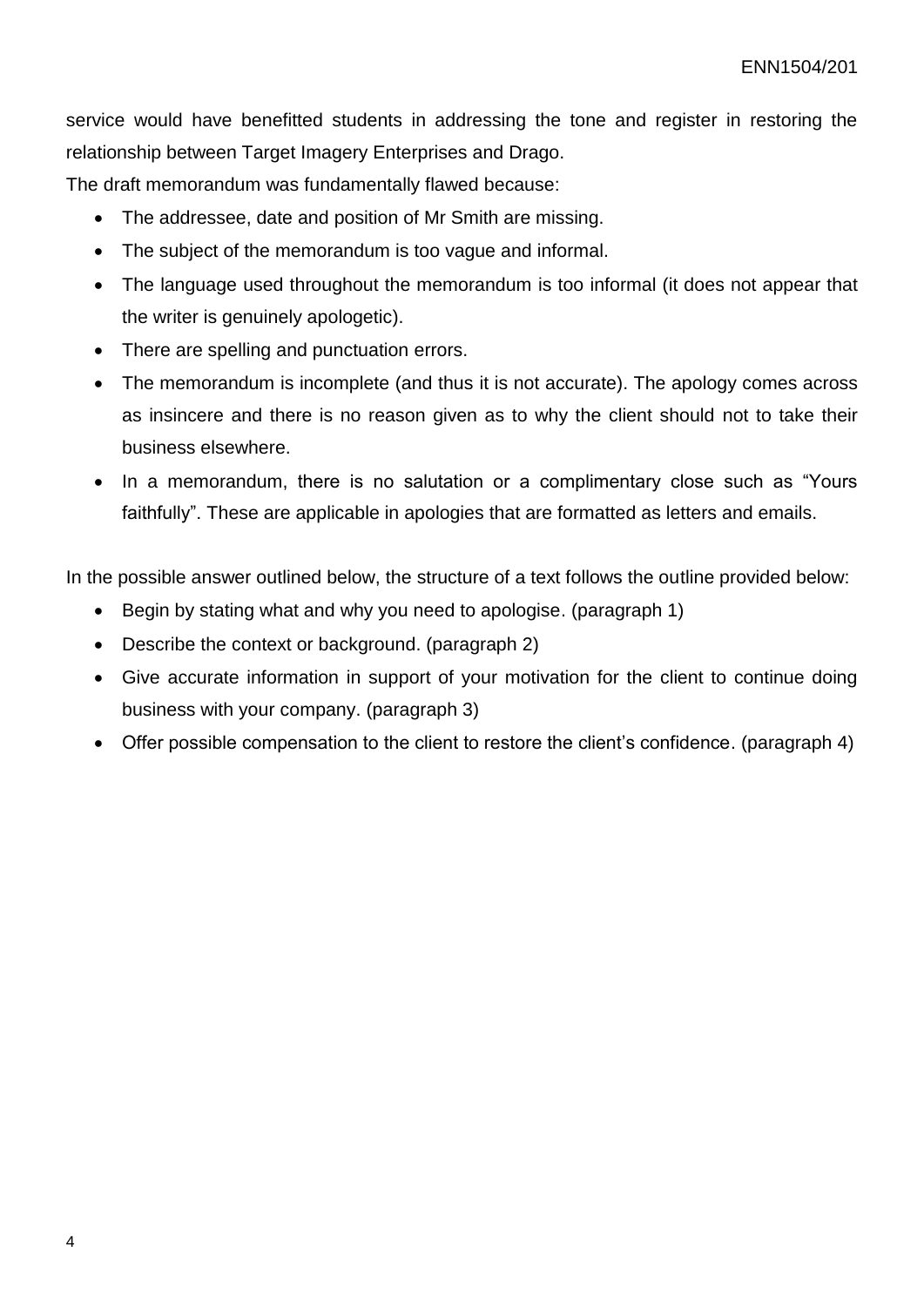service would have benefitted students in addressing the tone and register in restoring the relationship between Target Imagery Enterprises and Drago.

The draft memorandum was fundamentally flawed because:

- The addressee, date and position of Mr Smith are missing.
- The subject of the memorandum is too vague and informal.
- The language used throughout the memorandum is too informal (it does not appear that the writer is genuinely apologetic).
- There are spelling and punctuation errors.
- The memorandum is incomplete (and thus it is not accurate). The apology comes across as insincere and there is no reason given as to why the client should not to take their business elsewhere.
- In a memorandum, there is no salutation or a complimentary close such as "Yours faithfully". These are applicable in apologies that are formatted as letters and emails.

In the possible answer outlined below, the structure of a text follows the outline provided below:

- Begin by stating what and why you need to apologise. (paragraph 1)
- Describe the context or background. (paragraph 2)
- Give accurate information in support of your motivation for the client to continue doing business with your company. (paragraph 3)
- Offer possible compensation to the client to restore the client's confidence. (paragraph 4)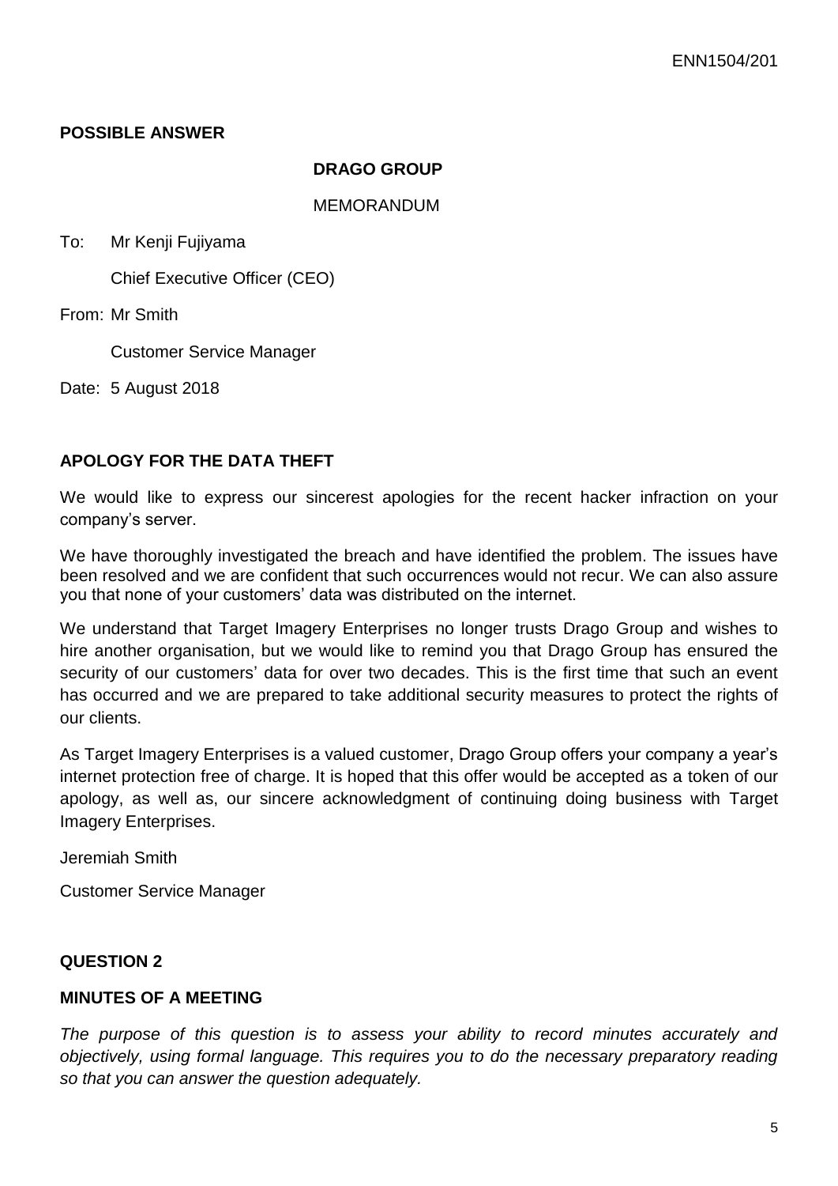**POSSIBLE ANSWER**

**DRAGO GROUP**

MEMORANDUM

To: Mr Kenji Fujiyama

Chief Executive Officer (CEO)

From: Mr Smith

Customer Service Manager

Date: 5 August 2018

**APOLOGY FOR THE DATA THEFT**

We would like to express our sincerest apologies for the recent hacker infraction on your company's server.

We have thoroughly investigated the breach and have identified the problem. The issues have been resolved and we are confident that such occurrences would not recur. We can also assure you that none of your customers' data was distributed on the internet.

We understand that Target Imagery Enterprises no longer trusts Drago Group and wishes to hire another organisation, but we would like to remind you that Drago Group has ensured the security of our customers' data for over two decades. This is the first time that such an event has occurred and we are prepared to take additional security measures to protect the rights of our clients.

As Target Imagery Enterprises is a valued customer, Drago Group offers your company a year's internet protection free of charge. It is hoped that this offer would be accepted as a token of our apology, as well as, our sincere acknowledgment of continuing doing business with Target Imagery Enterprises.

Jeremiah Smith

Customer Service Manager

## QUESTION 2

### MINUTES OF A MEETING

*The purpose of this question is to assess your ability to record minutes accurately and objectively, using formal language. This requires you to do the necessary preparatory reading so that you can answer the question adequately.*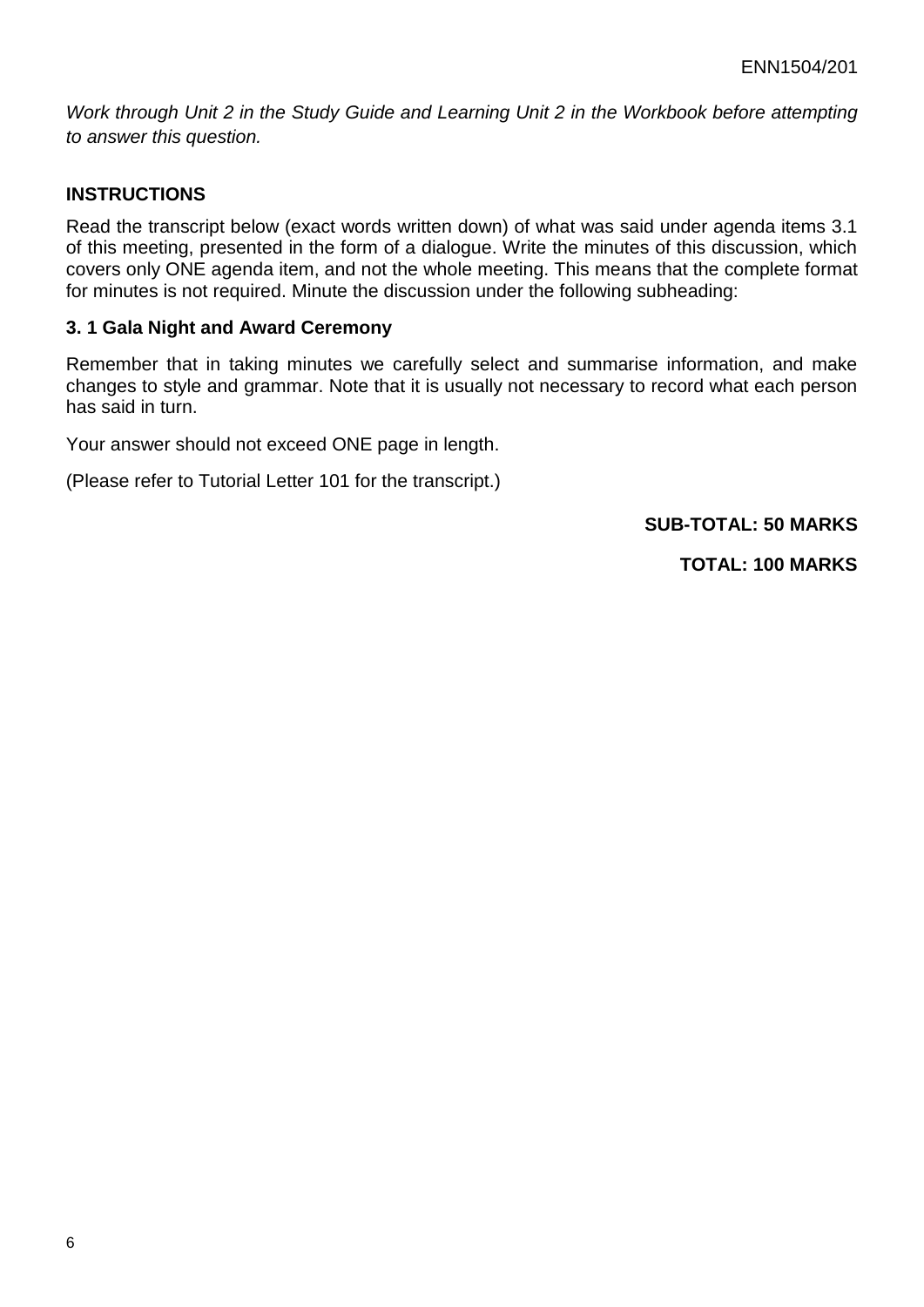*Work through Unit 2 in the Study Guide and Learning Unit 2 in the Workbook before attempting to answer this question.*

**INSTRUCTIONS**

Read the transcript below (exact words written down) of what was said under agenda items 3.1 of this meeting, presented in the form of a dialogue. Write the minutes of this discussion, which covers only ONE agenda item, and not the whole meeting. This means that the complete format for minutes is not required. Minute the discussion under the following subheading:

**3. 1 Gala Night and Award Ceremony**

Remember that in taking minutes we carefully select and summarise information, and make changes to style and grammar. Note that it is usually not necessary to record what each person has said in turn.

Your answer should not exceed ONE page in length.

(Please refer to Tutorial Letter 101 for the transcript.)

**SUB-TOTAL: 50 MARKS**

**TOTAL: 100 MARKS**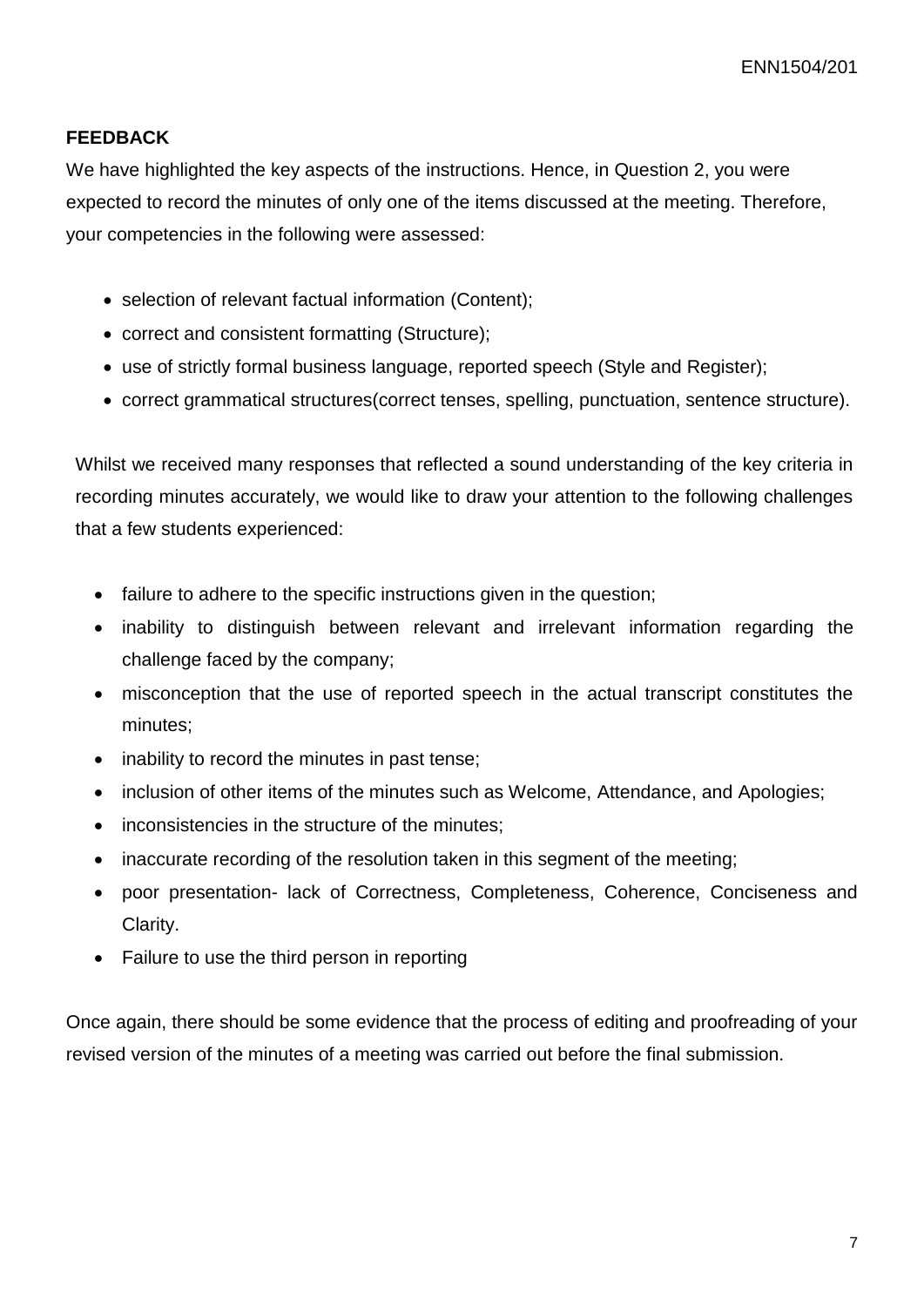**FEEDBACK**

We have highlighted the key aspects of the instructions. Hence, in Question 2, you were expected to record the minutes of only one of the items discussed at the meeting. Therefore, your competencies in the following were assessed:

- selection of relevant factual information (Content);
- correct and consistent formatting (Structure);
- use of strictly formal business language, reported speech (Style and Register);
- correct grammatical structures(correct tenses, spelling, punctuation, sentence structure).

Whilst we received many responses that reflected a sound understanding of the key criteria in recording minutes accurately, we would like to draw your attention to the following challenges that a few students experienced:

- failure to adhere to the specific instructions given in the question;
- inability to distinguish between relevant and irrelevant information regarding the challenge faced by the company;
- misconception that the use of reported speech in the actual transcript constitutes the minutes;
- inability to record the minutes in past tense;
- inclusion of other items of the minutes such as Welcome, Attendance, and Apologies;
- inconsistencies in the structure of the minutes;
- inaccurate recording of the resolution taken in this segment of the meeting;
- poor presentation- lack of Correctness, Completeness, Coherence, Conciseness and Clarity.
- Failure to use the third person in reporting

Once again, there should be some evidence that the process of editing and proofreading of your revised version of the minutes of a meeting was carried out before the final submission.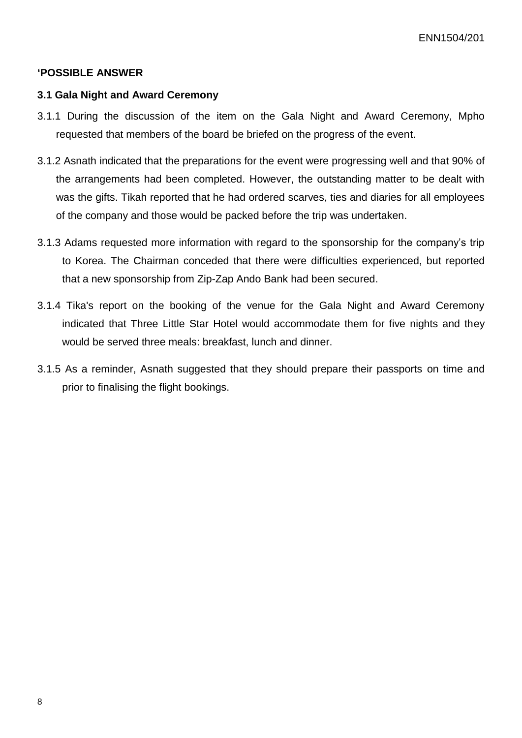**‘POSSIBLE ANSWER**

**3.1 Gala Night and Award Ceremony**

3.1.1 During the discussion of the item on the Gala Night and Award Ceremony, Mpho requested that members of the board be briefed on the progress of the event.

3.1.2 Asnath indicated that the preparations for the event were progressing well and that 90% of the arrangements had been completed. However, the outstanding matter to be dealt with was the gifts. Tikah reported that he had ordered scarves, ties and diaries for all employees of the company and those would be packed before the trip was undertaken.

3.1.3 Adams requested more information with regard to the sponsorship for the company’s trip to Korea. The Chairman conceded that there were difficulties experienced, but reported that a new sponsorship from Zip-Zap Ando Bank had been secured.

3.1.4 Tika's report on the booking of the venue for the Gala Night and Award Ceremony indicated that Three Little Star Hotel would accommodate them for five nights and they would be served three meals: breakfast, lunch and dinner.

3.1.5 As a reminder, Asnath suggested that they should prepare their passports on time and prior to finalising the flight bookings.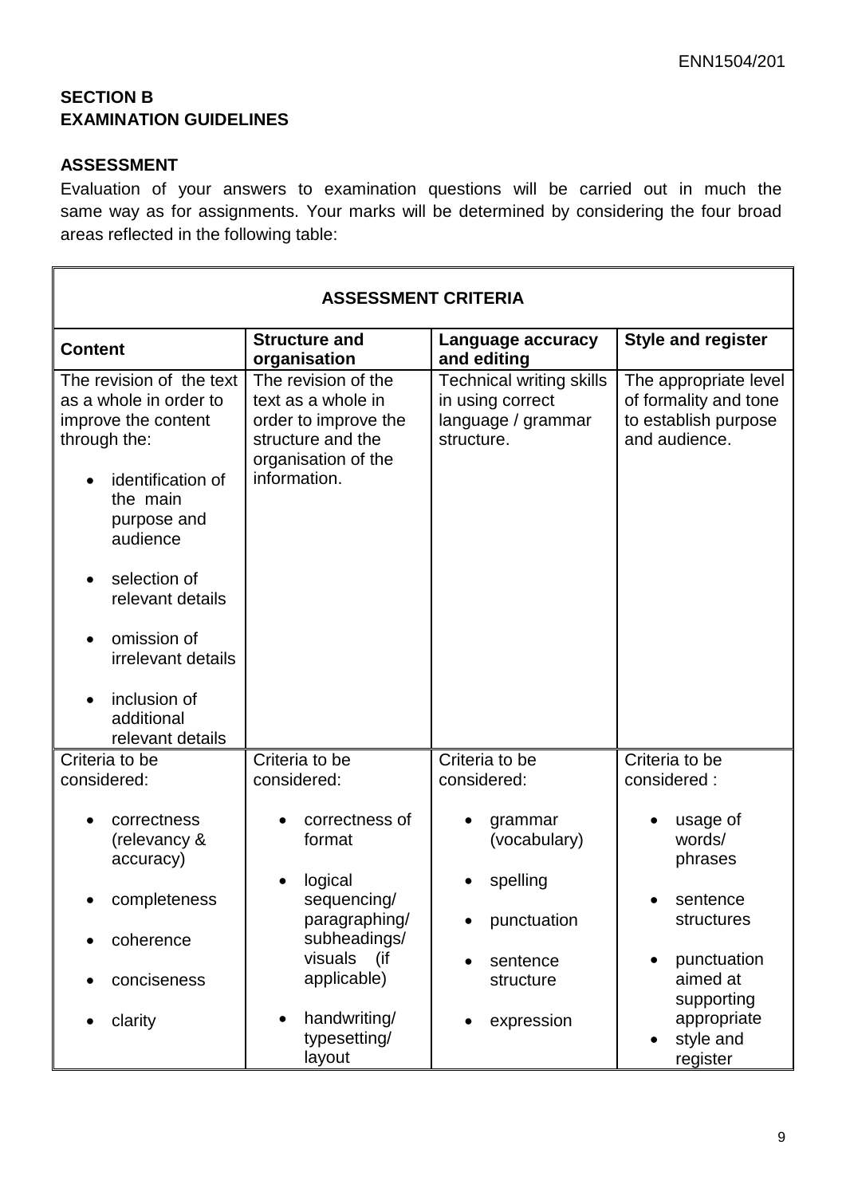**SECTION B**
**EXAMINATION GUIDELINES**

**ASSESSMENT**

Evaluation of your answers to examination questions will be carried out in much the same way as for assignments. Your marks will be determined by considering the four broad areas reflected in the following table:

| **ASSESSMENT CRITERIA** | | | |
|---|---|---|---|
| **Content** | **Structure and organisation** | **Language accuracy and editing** | **Style and register** |
| The revision of the text as a whole in order to improve the content through the:<br>• identification of the main purpose and audience<br>• selection of relevant details<br>• omission of irrelevant details<br>• inclusion of additional relevant details | The revision of the text as a whole in order to improve the structure and the organisation of the information. | Technical writing skills in using correct language / grammar structure. | The appropriate level of formality and tone to establish purpose and audience. |
| Criteria to be considered:<br>• correctness (relevancy & accuracy)<br>• completeness<br>• coherence<br>• conciseness<br>• clarity | Criteria to be considered:<br>• correctness of format<br>• logical sequencing/ paragraphing/ subheadings/ visuals (if applicable)<br>• handwriting/ typesetting/ layout | Criteria to be considered:<br>• grammar (vocabulary)<br>• spelling<br>• punctuation<br>• sentence structure<br>• expression | Criteria to be considered :<br>• usage of words/ phrases<br>• sentence structures<br>• punctuation aimed at supporting appropriate<br>• style and register |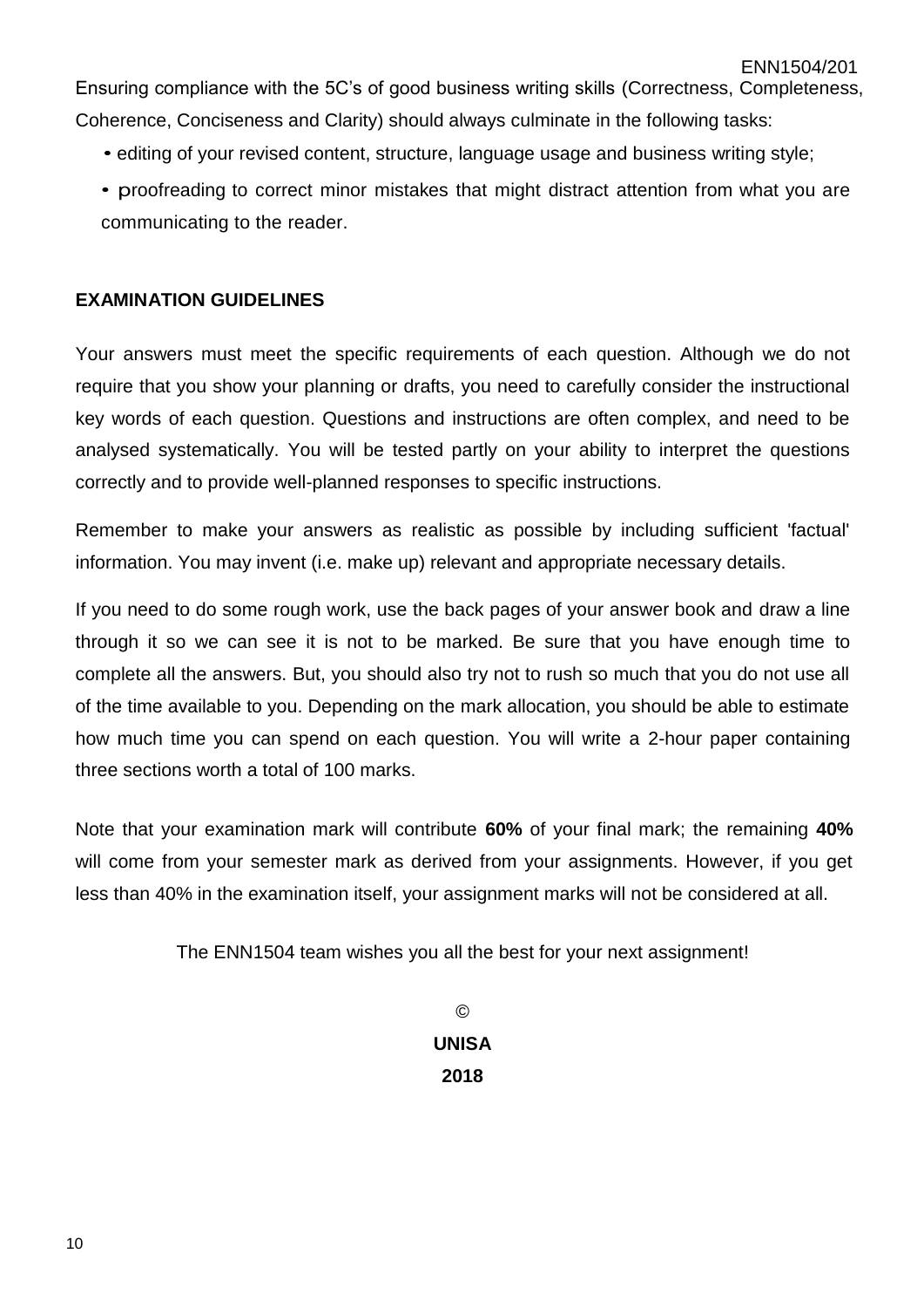Ensuring compliance with the 5C's of good business writing skills (Correctness, Completeness, Coherence, Conciseness and Clarity) should always culminate in the following tasks:

- editing of your revised content, structure, language usage and business writing style;
- proofreading to correct minor mistakes that might distract attention from what you are communicating to the reader.

**EXAMINATION GUIDELINES**

Your answers must meet the specific requirements of each question. Although we do not require that you show your planning or drafts, you need to carefully consider the instructional key words of each question. Questions and instructions are often complex, and need to be analysed systematically. You will be tested partly on your ability to interpret the questions correctly and to provide well-planned responses to specific instructions.

Remember to make your answers as realistic as possible by including sufficient 'factual' information. You may invent (i.e. make up) relevant and appropriate necessary details.

If you need to do some rough work, use the back pages of your answer book and draw a line through it so we can see it is not to be marked. Be sure that you have enough time to complete all the answers. But, you should also try not to rush so much that you do not use all of the time available to you. Depending on the mark allocation, you should be able to estimate how much time you can spend on each question. You will write a 2-hour paper containing three sections worth a total of 100 marks.

Note that your examination mark will contribute **60%** of your final mark; the remaining **40%** will come from your semester mark as derived from your assignments. However, if you get less than 40% in the examination itself, your assignment marks will not be considered at all.

The ENN1504 team wishes you all the best for your next assignment!

©
**UNISA**
**2018**